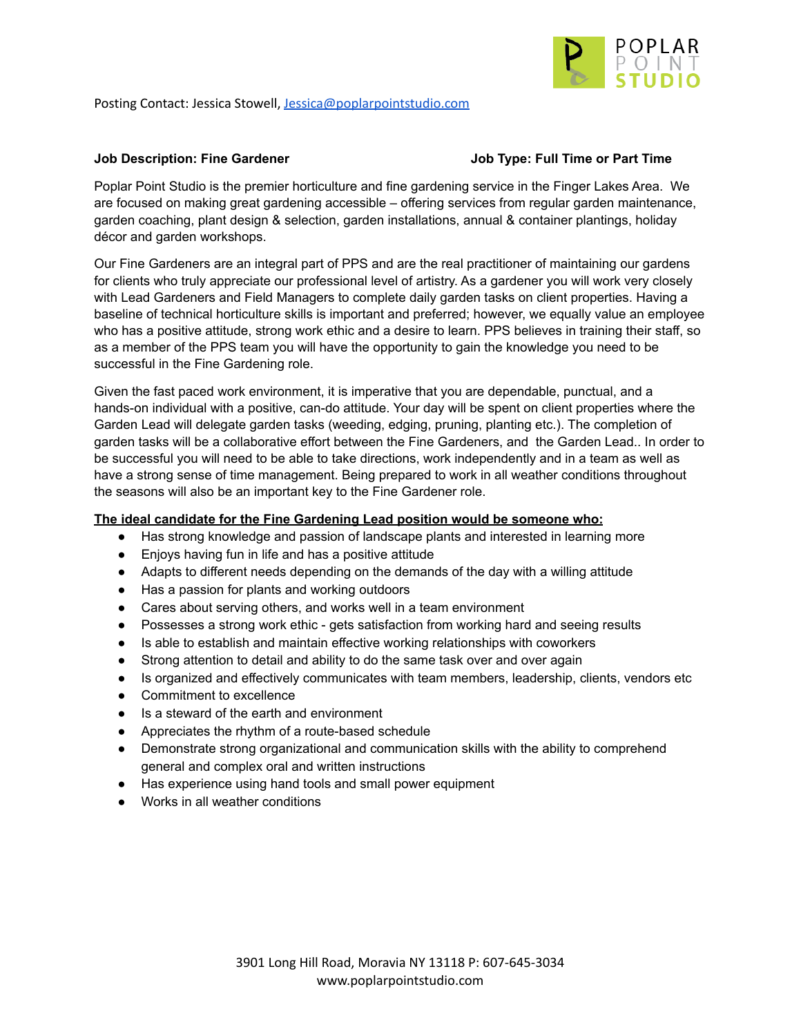Posting Contact: Jessica Stowell, [Jessica@poplarpointstudio.com](mailto:Jessica@poplarpointstudio.com)

**Job Description: Fine Gardener** **Job Type: Full Time or Part Time**

Poplar Point Studio is the premier horticulture and fine gardening service in the Finger Lakes Area. We are focused on making great gardening accessible – offering services from regular garden maintenance, garden coaching, plant design & selection, garden installations, annual & container plantings, holiday décor and garden workshops.

Our Fine Gardeners are an integral part of PPS and are the real practitioner of maintaining our gardens for clients who truly appreciate our professional level of artistry. As a gardener you will work very closely with Lead Gardeners and Field Managers to complete daily garden tasks on client properties. Having a baseline of technical horticulture skills is important and preferred; however, we equally value an employee who has a positive attitude, strong work ethic and a desire to learn. PPS believes in training their staff, so as a member of the PPS team you will have the opportunity to gain the knowledge you need to be successful in the Fine Gardening role.

Given the fast paced work environment, it is imperative that you are dependable, punctual, and a hands-on individual with a positive, can-do attitude. Your day will be spent on client properties where the Garden Lead will delegate garden tasks (weeding, edging, pruning, planting etc.). The completion of garden tasks will be a collaborative effort between the Fine Gardeners, and the Garden Lead.. In order to be successful you will need to be able to take directions, work independently and in a team as well as have a strong sense of time management. Being prepared to work in all weather conditions throughout the seasons will also be an important key to the Fine Gardener role.

**The ideal candidate for the Fine Gardening Lead position would be someone who:**

- Has strong knowledge and passion of landscape plants and interested in learning more
- Enjoys having fun in life and has a positive attitude
- Adapts to different needs depending on the demands of the day with a willing attitude
- Has a passion for plants and working outdoors
- Cares about serving others, and works well in a team environment
- Possesses a strong work ethic - gets satisfaction from working hard and seeing results
- Is able to establish and maintain effective working relationships with coworkers
- Strong attention to detail and ability to do the same task over and over again
- Is organized and effectively communicates with team members, leadership, clients, vendors etc
- Commitment to excellence
- Is a steward of the earth and environment
- Appreciates the rhythm of a route-based schedule
- Demonstrate strong organizational and communication skills with the ability to comprehend general and complex oral and written instructions
- Has experience using hand tools and small power equipment
- Works in all weather conditions

3901 Long Hill Road, Moravia NY 13118 P: 607-645-3034
www.poplarpointstudio.com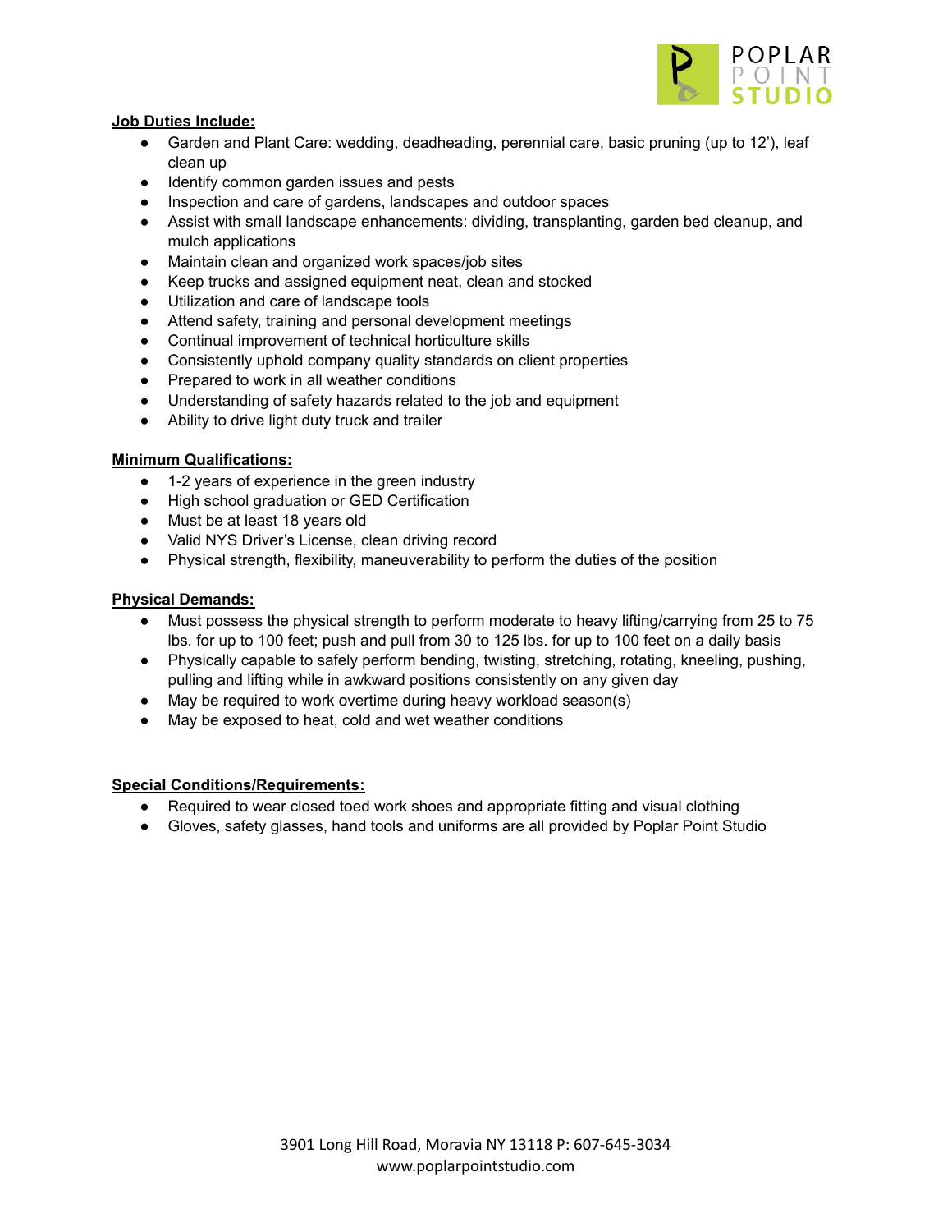**Job Duties Include:**

- Garden and Plant Care: wedding, deadheading, perennial care, basic pruning (up to 12'), leaf clean up
- Identify common garden issues and pests
- Inspection and care of gardens, landscapes and outdoor spaces
- Assist with small landscape enhancements: dividing, transplanting, garden bed cleanup, and mulch applications
- Maintain clean and organized work spaces/job sites
- Keep trucks and assigned equipment neat, clean and stocked
- Utilization and care of landscape tools
- Attend safety, training and personal development meetings
- Continual improvement of technical horticulture skills
- Consistently uphold company quality standards on client properties
- Prepared to work in all weather conditions
- Understanding of safety hazards related to the job and equipment
- Ability to drive light duty truck and trailer

**Minimum Qualifications:**

- 1-2 years of experience in the green industry
- High school graduation or GED Certification
- Must be at least 18 years old
- Valid NYS Driver's License, clean driving record
- Physical strength, flexibility, maneuverability to perform the duties of the position

**Physical Demands:**

- Must possess the physical strength to perform moderate to heavy lifting/carrying from 25 to 75 lbs. for up to 100 feet; push and pull from 30 to 125 lbs. for up to 100 feet on a daily basis
- Physically capable to safely perform bending, twisting, stretching, rotating, kneeling, pushing, pulling and lifting while in awkward positions consistently on any given day
- May be required to work overtime during heavy workload season(s)
- May be exposed to heat, cold and wet weather conditions

**Special Conditions/Requirements:**

- Required to wear closed toed work shoes and appropriate fitting and visual clothing
- Gloves, safety glasses, hand tools and uniforms are all provided by Poplar Point Studio